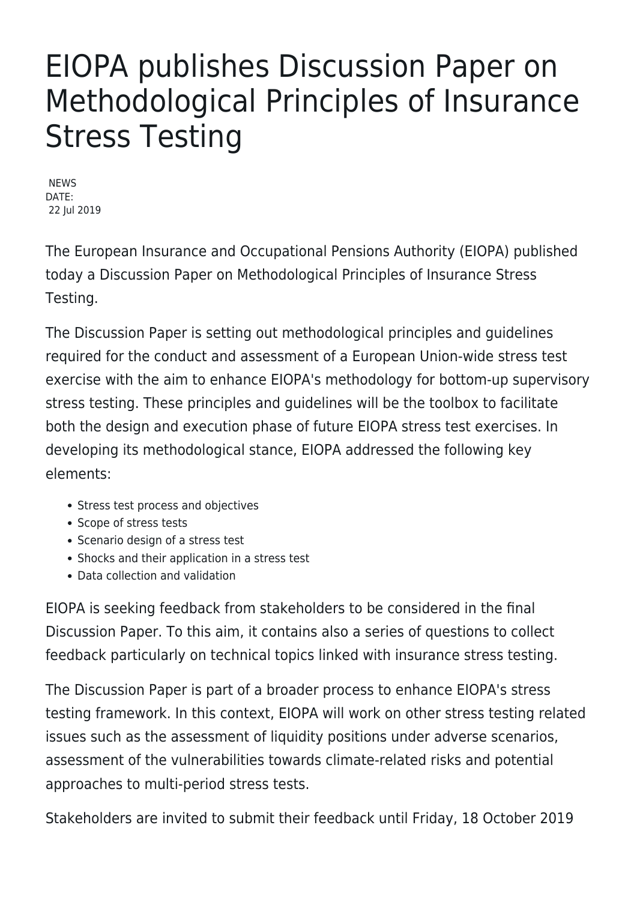# EIOPA publishes Discussion Paper on Methodological Principles of Insurance Stress Testing

NEWS
DATE:
22 Jul 2019

The European Insurance and Occupational Pensions Authority (EIOPA) published today a Discussion Paper on Methodological Principles of Insurance Stress Testing.

The Discussion Paper is setting out methodological principles and guidelines required for the conduct and assessment of a European Union-wide stress test exercise with the aim to enhance EIOPA's methodology for bottom-up supervisory stress testing. These principles and guidelines will be the toolbox to facilitate both the design and execution phase of future EIOPA stress test exercises. In developing its methodological stance, EIOPA addressed the following key elements:

- Stress test process and objectives
- Scope of stress tests
- Scenario design of a stress test
- Shocks and their application in a stress test
- Data collection and validation

EIOPA is seeking feedback from stakeholders to be considered in the final Discussion Paper. To this aim, it contains also a series of questions to collect feedback particularly on technical topics linked with insurance stress testing.

The Discussion Paper is part of a broader process to enhance EIOPA's stress testing framework. In this context, EIOPA will work on other stress testing related issues such as the assessment of liquidity positions under adverse scenarios, assessment of the vulnerabilities towards climate-related risks and potential approaches to multi-period stress tests.

Stakeholders are invited to submit their feedback until Friday, 18 October 2019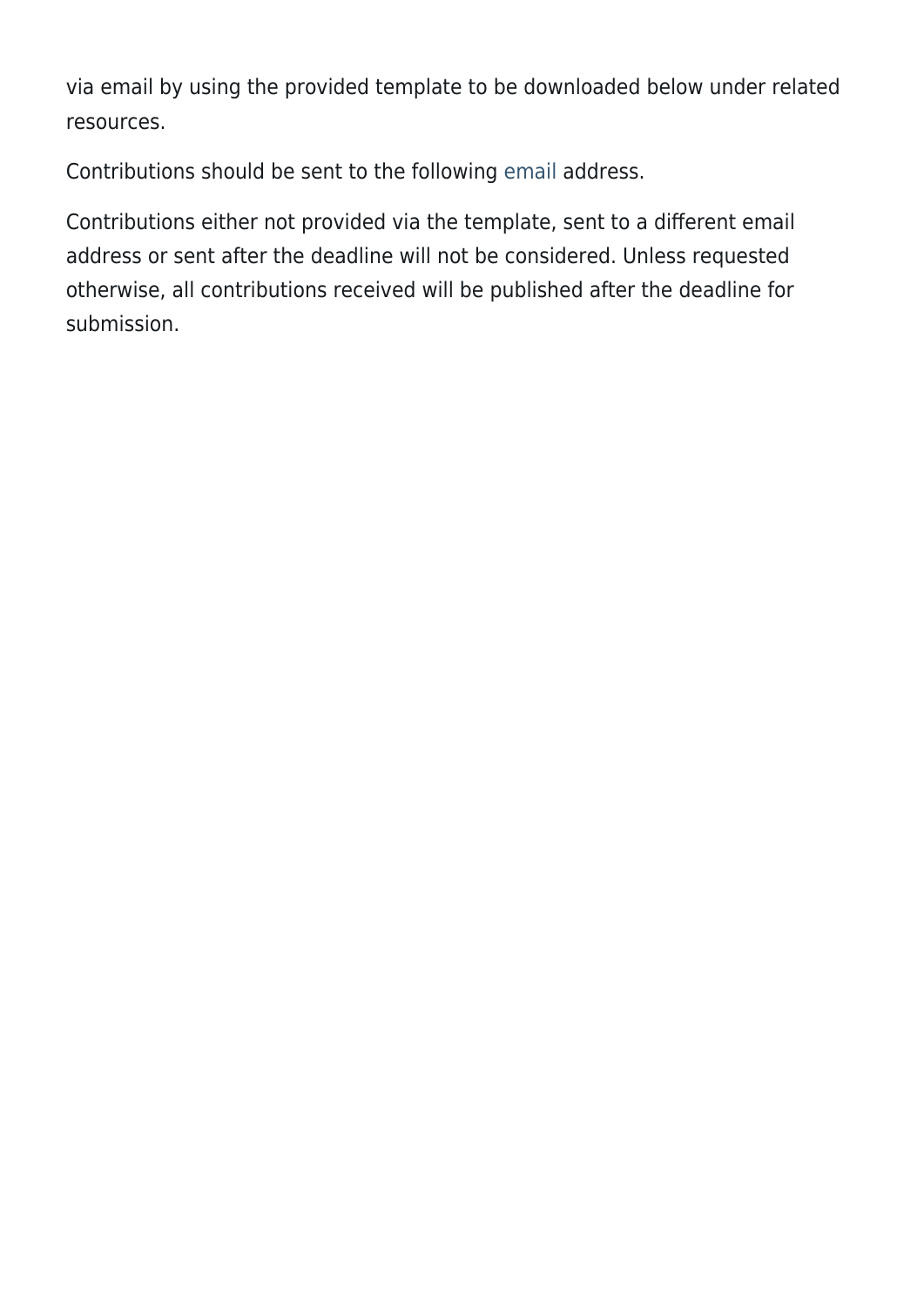via email by using the provided template to be downloaded below under related resources.

Contributions should be sent to the following email address.

Contributions either not provided via the template, sent to a different email address or sent after the deadline will not be considered. Unless requested otherwise, all contributions received will be published after the deadline for submission.